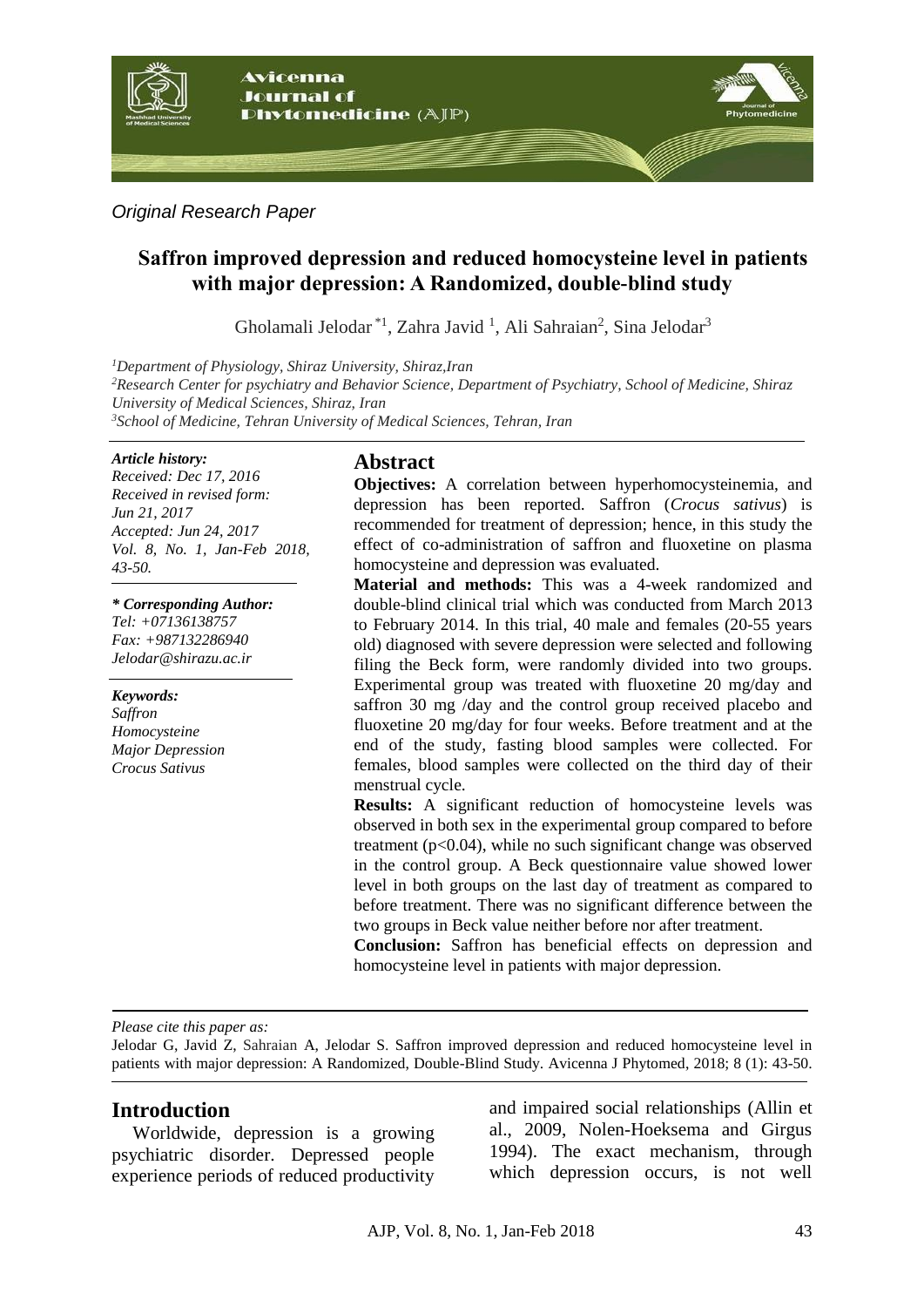*Original Research Paper*

# Saffron improved depression and reduced homocysteine level in patients with major depression: A Randomized, double-blind study

Gholamali Jelodar [*1], Zahra Javid [1], Ali Sahraian[2], Sina Jelodar[3]

[1]*Department of Physiology, Shiraz University, Shiraz,Iran*
[2]*Research Center for psychiatry and Behavior Science, Department of Psychiatry, School of Medicine, Shiraz University of Medical Sciences, Shiraz, Iran*
[3]*School of Medicine, Tehran University of Medical Sciences, Tehran, Iran*

***Article history:***
*Received: Dec 17, 2016*
*Received in revised form: Jun 21, 2017*
*Accepted: Jun 24, 2017*
*Vol. 8, No. 1, Jan-Feb 2018, 43-50.*

***\* Corresponding Author:***
*Tel: +07136138757*
*Fax: +987132286940*
*Jelodar@shirazu.ac.ir*

***Keywords:***
*Saffron*
*Homocysteine*
*Major Depression*
*Crocus Sativus*

## Abstract

**Objectives:** A correlation between hyperhomocysteinemia, and depression has been reported. Saffron (*Crocus sativus*) is recommended for treatment of depression; hence, in this study the effect of co-administration of saffron and fluoxetine on plasma homocysteine and depression was evaluated.

**Material and methods:** This was a 4-week randomized and double-blind clinical trial which was conducted from March 2013 to February 2014. In this trial, 40 male and females (20-55 years old) diagnosed with severe depression were selected and following filing the Beck form, were randomly divided into two groups. Experimental group was treated with fluoxetine 20 mg/day and saffron 30 mg /day and the control group received placebo and fluoxetine 20 mg/day for four weeks. Before treatment and at the end of the study, fasting blood samples were collected. For females, blood samples were collected on the third day of their menstrual cycle.

**Results:** A significant reduction of homocysteine levels was observed in both sex in the experimental group compared to before treatment ($p<0.04$), while no such significant change was observed in the control group. A Beck questionnaire value showed lower level in both groups on the last day of treatment as compared to before treatment. There was no significant difference between the two groups in Beck value neither before nor after treatment.

**Conclusion:** Saffron has beneficial effects on depression and homocysteine level in patients with major depression.

*Please cite this paper as:*
Jelodar G, Javid Z, Sahraian A, Jelodar S. Saffron improved depression and reduced homocysteine level in patients with major depression: A Randomized, Double-Blind Study. Avicenna J Phytomed, 2018; 8 (1): 43-50.

## Introduction

Worldwide, depression is a growing psychiatric disorder. Depressed people experience periods of reduced productivity and impaired social relationships (Allin et al., 2009, Nolen-Hoeksema and Girgus 1994). The exact mechanism, through which depression occurs, is not well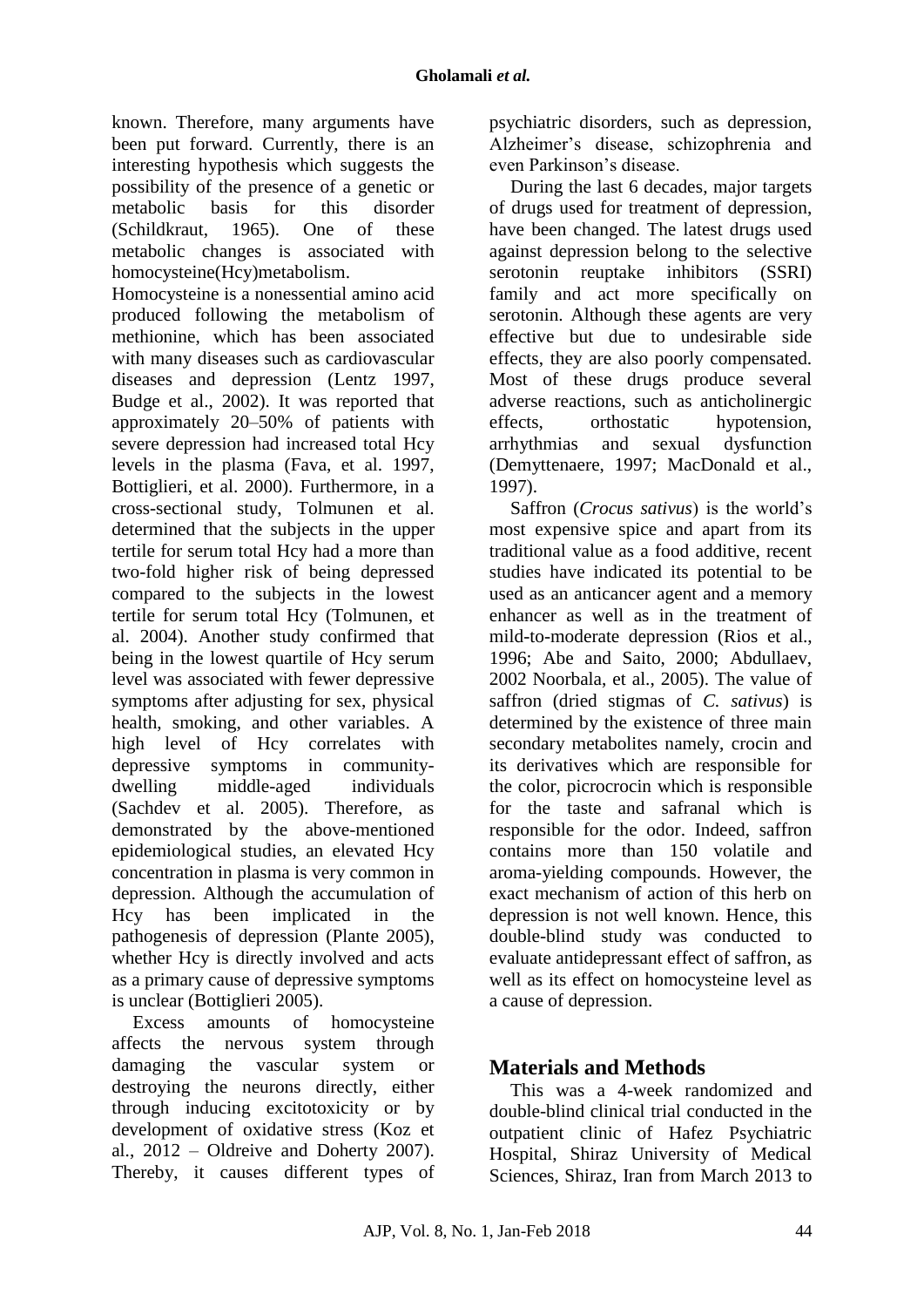known. Therefore, many arguments have been put forward. Currently, there is an interesting hypothesis which suggests the possibility of the presence of a genetic or metabolic basis for this disorder (Schildkraut, 1965). One of these metabolic changes is associated with homocysteine(Hcy)metabolism.

Homocysteine is a nonessential amino acid produced following the metabolism of methionine, which has been associated with many diseases such as cardiovascular diseases and depression (Lentz 1997, Budge et al., 2002). It was reported that approximately 20–50% of patients with severe depression had increased total Hcy levels in the plasma (Fava, et al. 1997, Bottiglieri, et al. 2000). Furthermore, in a cross-sectional study, Tolmunen et al. determined that the subjects in the upper tertile for serum total Hcy had a more than two-fold higher risk of being depressed compared to the subjects in the lowest tertile for serum total Hcy (Tolmunen, et al. 2004). Another study confirmed that being in the lowest quartile of Hcy serum level was associated with fewer depressive symptoms after adjusting for sex, physical health, smoking, and other variables. A high level of Hcy correlates with depressive symptoms in community-dwelling middle-aged individuals (Sachdev et al. 2005). Therefore, as demonstrated by the above-mentioned epidemiological studies, an elevated Hcy concentration in plasma is very common in depression. Although the accumulation of Hcy has been implicated in the pathogenesis of depression (Plante 2005), whether Hcy is directly involved and acts as a primary cause of depressive symptoms is unclear (Bottiglieri 2005).

Excess amounts of homocysteine affects the nervous system through damaging the vascular system or destroying the neurons directly, either through inducing excitotoxicity or by development of oxidative stress (Koz et al., 2012 – Oldreive and Doherty 2007). Thereby, it causes different types of psychiatric disorders, such as depression, Alzheimer's disease, schizophrenia and even Parkinson's disease.

During the last 6 decades, major targets of drugs used for treatment of depression, have been changed. The latest drugs used against depression belong to the selective serotonin reuptake inhibitors (SSRI) family and act more specifically on serotonin. Although these agents are very effective but due to undesirable side effects, they are also poorly compensated. Most of these drugs produce several adverse reactions, such as anticholinergic effects, orthostatic hypotension, arrhythmias and sexual dysfunction (Demyttenaere, 1997; MacDonald et al., 1997).

Saffron (*Crocus sativus*) is the world's most expensive spice and apart from its traditional value as a food additive, recent studies have indicated its potential to be used as an anticancer agent and a memory enhancer as well as in the treatment of mild-to-moderate depression (Rios et al., 1996; Abe and Saito, 2000; Abdullaev, 2002 Noorbala, et al., 2005). The value of saffron (dried stigmas of *C. sativus*) is determined by the existence of three main secondary metabolites namely, crocin and its derivatives which are responsible for the color, picrocrocin which is responsible for the taste and safranal which is responsible for the odor. Indeed, saffron contains more than 150 volatile and aroma-yielding compounds. However, the exact mechanism of action of this herb on depression is not well known. Hence, this double-blind study was conducted to evaluate antidepressant effect of saffron, as well as its effect on homocysteine level as a cause of depression.

## Materials and Methods

This was a 4-week randomized and double-blind clinical trial conducted in the outpatient clinic of Hafez Psychiatric Hospital, Shiraz University of Medical Sciences, Shiraz, Iran from March 2013 to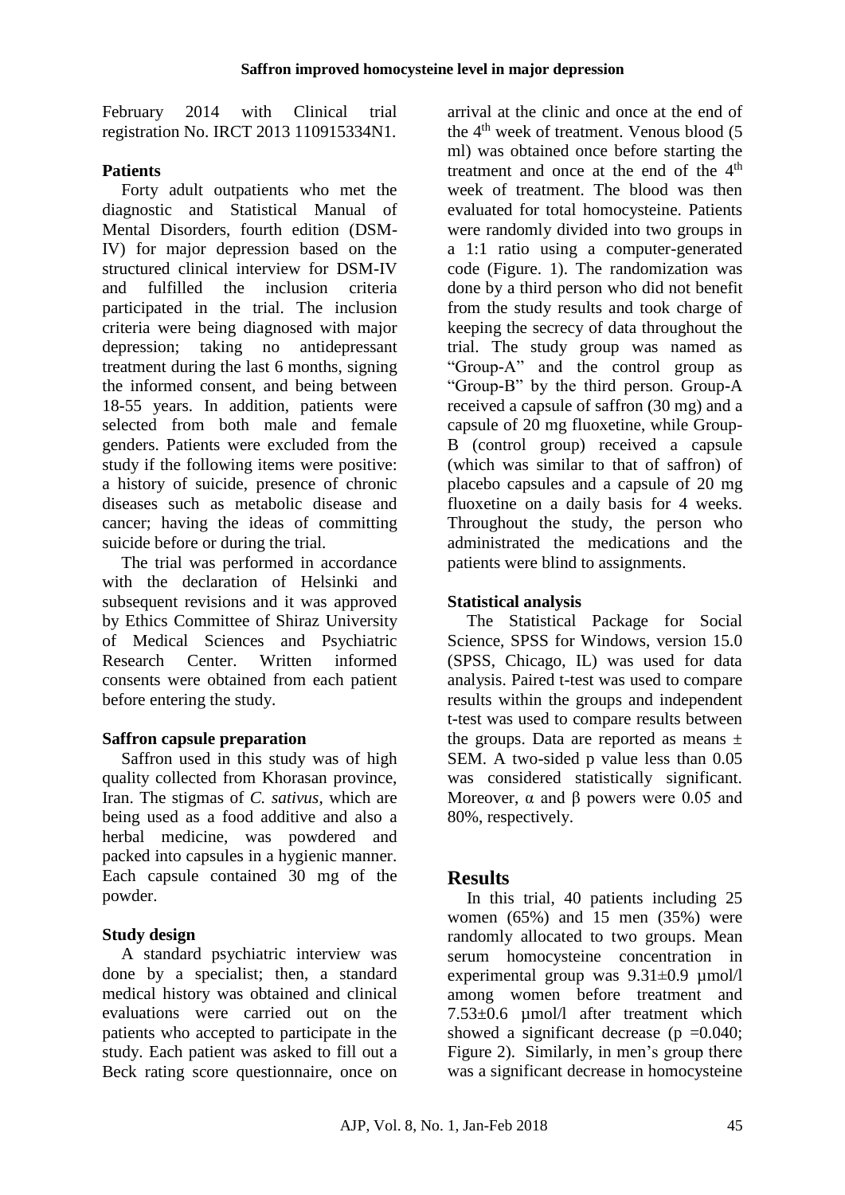February 2014 with Clinical trial registration No. IRCT 2013 110915334N1.

**Patients**

Forty adult outpatients who met the diagnostic and Statistical Manual of Mental Disorders, fourth edition (DSM-IV) for major depression based on the structured clinical interview for DSM-IV and fulfilled the inclusion criteria participated in the trial. The inclusion criteria were being diagnosed with major depression; taking no antidepressant treatment during the last 6 months, signing the informed consent, and being between 18-55 years. In addition, patients were selected from both male and female genders. Patients were excluded from the study if the following items were positive: a history of suicide, presence of chronic diseases such as metabolic disease and cancer; having the ideas of committing suicide before or during the trial.

The trial was performed in accordance with the declaration of Helsinki and subsequent revisions and it was approved by Ethics Committee of Shiraz University of Medical Sciences and Psychiatric Research Center. Written informed consents were obtained from each patient before entering the study.

**Saffron capsule preparation**

Saffron used in this study was of high quality collected from Khorasan province, Iran. The stigmas of *C. sativus*, which are being used as a food additive and also a herbal medicine, was powdered and packed into capsules in a hygienic manner. Each capsule contained 30 mg of the powder.

**Study design**

A standard psychiatric interview was done by a specialist; then, a standard medical history was obtained and clinical evaluations were carried out on the patients who accepted to participate in the study. Each patient was asked to fill out a Beck rating score questionnaire, once on arrival at the clinic and once at the end of the 4th week of treatment. Venous blood (5 ml) was obtained once before starting the treatment and once at the end of the 4th week of treatment. The blood was then evaluated for total homocysteine. Patients were randomly divided into two groups in a 1:1 ratio using a computer-generated code (Figure. 1). The randomization was done by a third person who did not benefit from the study results and took charge of keeping the secrecy of data throughout the trial. The study group was named as "Group-A" and the control group as "Group-B" by the third person. Group-A received a capsule of saffron (30 mg) and a capsule of 20 mg fluoxetine, while Group-B (control group) received a capsule (which was similar to that of saffron) of placebo capsules and a capsule of 20 mg fluoxetine on a daily basis for 4 weeks. Throughout the study, the person who administrated the medications and the patients were blind to assignments.

**Statistical analysis**

The Statistical Package for Social Science, SPSS for Windows, version 15.0 (SPSS, Chicago, IL) was used for data analysis. Paired t-test was used to compare results within the groups and independent t-test was used to compare results between the groups. Data are reported as means ± SEM. A two-sided p value less than 0.05 was considered statistically significant. Moreover, α and β powers were 0.05 and 80%, respectively.

# Results

In this trial, 40 patients including 25 women (65%) and 15 men (35%) were randomly allocated to two groups. Mean serum homocysteine concentration in experimental group was 9.31±0.9 µmol/l among women before treatment and 7.53±0.6 µmol/l after treatment which showed a significant decrease ($p = 0.040$; Figure 2). Similarly, in men's group there was a significant decrease in homocysteine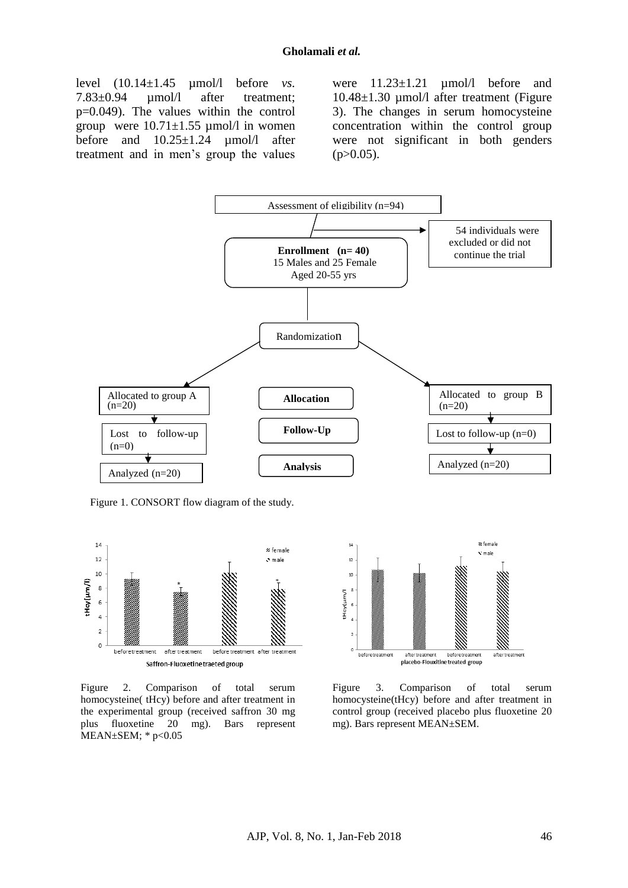level (10.14±1.45 µmol/l before *vs.* 7.83±0.94 µmol/l after treatment; p=0.049). The values within the control group were 10.71±1.55 µmol/l in women before and 10.25±1.24 µmol/l after treatment and in men's group the values were 11.23±1.21 µmol/l before and 10.48±1.30 µmol/l after treatment (Figure 3). The changes in serum homocysteine concentration within the control group were not significant in both genders (p>0.05).

Figure 1. CONSORT flow diagram of the study.

Figure 2. Comparison of total serum homocysteine( tHcy) before and after treatment in the experimental group (received saffron 30 mg plus fluoxetine 20 mg). Bars represent MEAN±SEM; * p<0.05

Figure 3. Comparison of total serum homocysteine(tHcy) before and after treatment in control group (received placebo plus fluoxetine 20 mg). Bars represent MEAN±SEM.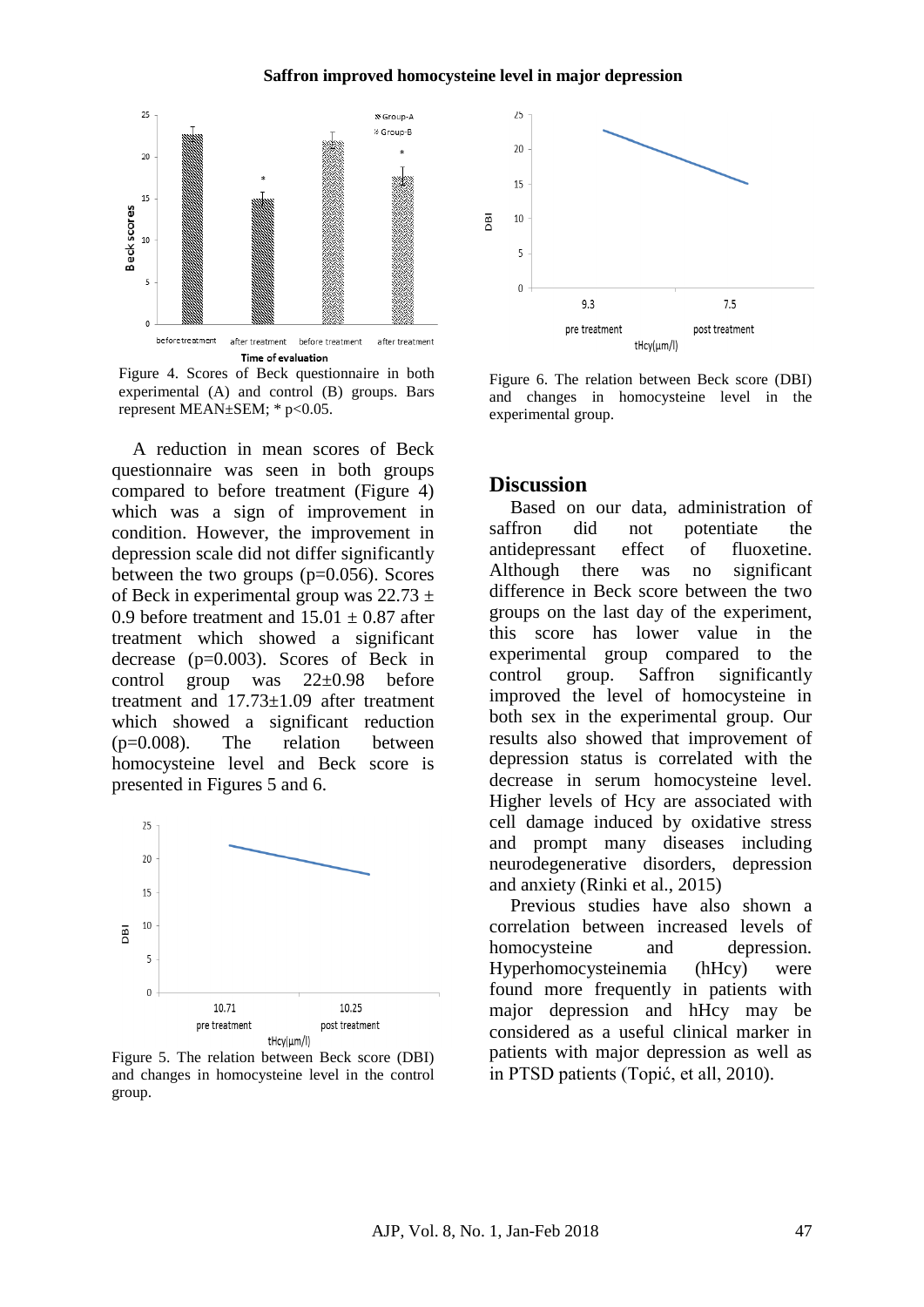Figure 4. Scores of Beck questionnaire in both experimental (A) and control (B) groups. Bars represent MEAN±SEM; * p<0.05.

A reduction in mean scores of Beck questionnaire was seen in both groups compared to before treatment (Figure 4) which was a sign of improvement in condition. However, the improvement in depression scale did not differ significantly between the two groups (p=0.056). Scores of Beck in experimental group was 22.73 ± 0.9 before treatment and 15.01 ± 0.87 after treatment which showed a significant decrease (p=0.003). Scores of Beck in control group was 22±0.98 before treatment and 17.73±1.09 after treatment which showed a significant reduction (p=0.008). The relation between homocysteine level and Beck score is presented in Figures 5 and 6.

Figure 5. The relation between Beck score (DBI) and changes in homocysteine level in the control group.

Figure 6. The relation between Beck score (DBI) and changes in homocysteine level in the experimental group.

## Discussion

Based on our data, administration of saffron did not potentiate the antidepressant effect of fluoxetine. Although there was no significant difference in Beck score between the two groups on the last day of the experiment, this score has lower value in the experimental group compared to the control group. Saffron significantly improved the level of homocysteine in both sex in the experimental group. Our results also showed that improvement of depression status is correlated with the decrease in serum homocysteine level. Higher levels of Hcy are associated with cell damage induced by oxidative stress and prompt many diseases including neurodegenerative disorders, depression and anxiety (Rinki et al., 2015)

Previous studies have also shown a correlation between increased levels of homocysteine and depression. Hyperhomocysteinemia (hHcy) were found more frequently in patients with major depression and hHcy may be considered as a useful clinical marker in patients with major depression as well as in PTSD patients (Topić, et all, 2010).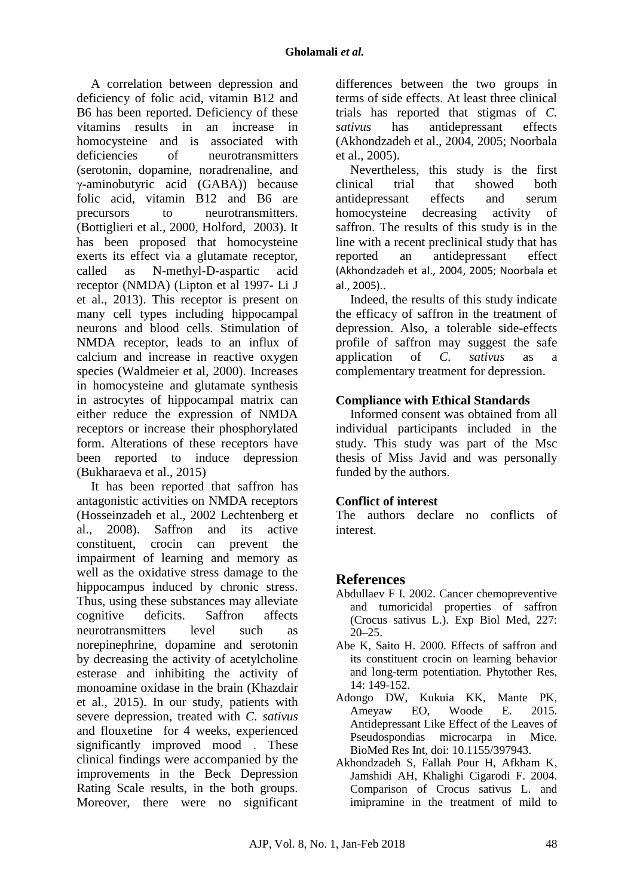A correlation between depression and deficiency of folic acid, vitamin B12 and B6 has been reported. Deficiency of these vitamins results in an increase in homocysteine and is associated with deficiencies of neurotransmitters (serotonin, dopamine, noradrenaline, and γ-aminobutyric acid (GABA)) because folic acid, vitamin B12 and B6 are precursors to neurotransmitters. (Bottiglieri et al., 2000, Holford, 2003). It has been proposed that homocysteine exerts its effect via a glutamate receptor, called as N-methyl-D-aspartic acid receptor (NMDA) (Lipton et al 1997- Li J et al., 2013). This receptor is present on many cell types including hippocampal neurons and blood cells. Stimulation of NMDA receptor, leads to an influx of calcium and increase in reactive oxygen species (Waldmeier et al, 2000). Increases in homocysteine and glutamate synthesis in astrocytes of hippocampal matrix can either reduce the expression of NMDA receptors or increase their phosphorylated form. Alterations of these receptors have been reported to induce depression (Bukharaeva et al., 2015)

It has been reported that saffron has antagonistic activities on NMDA receptors (Hosseinzadeh et al., 2002 Lechtenberg et al., 2008). Saffron and its active constituent, crocin can prevent the impairment of learning and memory as well as the oxidative stress damage to the hippocampus induced by chronic stress. Thus, using these substances may alleviate cognitive deficits. Saffron affects neurotransmitters level such as norepinephrine, dopamine and serotonin by decreasing the activity of acetylcholine esterase and inhibiting the activity of monoamine oxidase in the brain (Khazdair et al., 2015). In our study, patients with severe depression, treated with *C. sativus* and flouxetine for 4 weeks, experienced significantly improved mood . These clinical findings were accompanied by the improvements in the Beck Depression Rating Scale results, in the both groups. Moreover, there were no significant differences between the two groups in terms of side effects. At least three clinical trials has reported that stigmas of *C. sativus* has antidepressant effects (Akhondzadeh et al., 2004, 2005; Noorbala et al., 2005).

Nevertheless, this study is the first clinical trial that showed both antidepressant effects and serum homocysteine decreasing activity of saffron. The results of this study is in the line with a recent preclinical study that has reported an antidepressant effect (Akhondzadeh et al., 2004, 2005; Noorbala et al., 2005)..

Indeed, the results of this study indicate the efficacy of saffron in the treatment of depression. Also, a tolerable side-effects profile of saffron may suggest the safe application of *C. sativus* as a complementary treatment for depression.

### Compliance with Ethical Standards

Informed consent was obtained from all individual participants included in the study. This study was part of the Msc thesis of Miss Javid and was personally funded by the authors.

### Conflict of interest

The authors declare no conflicts of interest.

## References

Abdullaev F I. 2002. Cancer chemopreventive and tumoricidal properties of saffron (Crocus sativus L.). Exp Biol Med, 227: 20–25.

Abe K, Saito H. 2000. Effects of saffron and its constituent crocin on learning behavior and long-term potentiation. Phytother Res, 14: 149-152.

Adongo DW, Kukuia KK, Mante PK, Ameyaw EO, Woode E. 2015. Antidepressant Like Effect of the Leaves of Pseudospondias microcarpa in Mice. BioMed Res Int, doi: 10.1155/397943.

Akhondzadeh S, Fallah Pour H, Afkham K, Jamshidi AH, Khalighi Cigarodi F. 2004. Comparison of Crocus sativus L. and imipramine in the treatment of mild to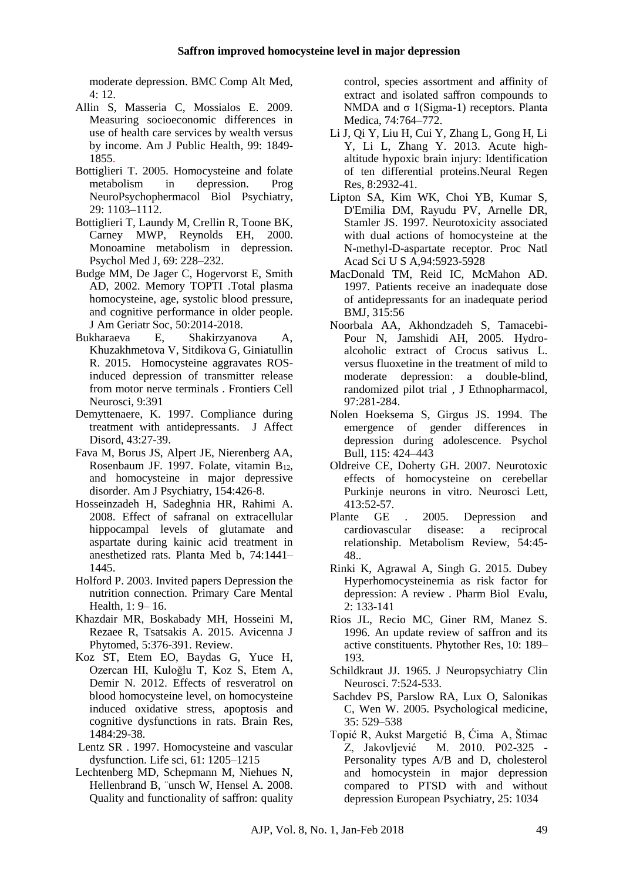moderate depression. BMC Comp Alt Med, 4: 12.

Allin S, Masseria C, Mossialos E. 2009. Measuring socioeconomic differences in use of health care services by wealth versus by income. Am J Public Health, 99: 1849-1855.

Bottiglieri T. 2005. Homocysteine and folate metabolism in depression. Prog NeuroPsychophermacol Biol Psychiatry, 29: 1103–1112.

Bottiglieri T, Laundy M, Crellin R, Toone BK, Carney MWP, Reynolds EH, 2000. Monoamine metabolism in depression. Psychol Med J, 69: 228–232.

Budge MM, De Jager C, Hogervorst E, Smith AD, 2002. Memory TOPTI .Total plasma homocysteine, age, systolic blood pressure, and cognitive performance in older people. J Am Geriatr Soc, 50:2014-2018.

Bukharaeva E, Shakirzyanova A, Khuzakhmetova V, Sitdikova G, Giniatullin R. 2015. Homocysteine aggravates ROS-induced depression of transmitter release from motor nerve terminals . Frontiers Cell Neurosci, 9:391

Demyttenaere, K. 1997. Compliance during treatment with antidepressants. J Affect Disord, 43:27-39.

Fava M, Borus JS, Alpert JE, Nierenberg AA, Rosenbaum JF. 1997. Folate, vitamin $B_{12}$, and homocysteine in major depressive disorder. Am J Psychiatry, 154:426-8.

Hosseinzadeh H, Sadeghnia HR, Rahimi A. 2008. Effect of safranal on extracellular hippocampal levels of glutamate and aspartate during kainic acid treatment in anesthetized rats. Planta Med b, 74:1441–1445.

Holford P. 2003. Invited papers Depression the nutrition connection. Primary Care Mental Health, 1: 9– 16.

Khazdair MR, Boskabady MH, Hosseini M, Rezaee R, Tsatsakis A. 2015. Avicenna J Phytomed, 5:376-391. Review.

Koz ST, Etem EO, Baydas G, Yuce H, Ozercan HI, Kuloğlu T, Koz S, Etem A, Demir N. 2012. Effects of resveratrol on blood homocysteine level, on homocysteine induced oxidative stress, apoptosis and cognitive dysfunctions in rats. Brain Res, 1484:29-38.

Lentz SR . 1997. Homocysteine and vascular dysfunction. Life sci, 61: 1205–1215

Lechtenberg MD, Schepmann M, Niehues N, Hellenbrand B, ¨unsch W, Hensel A. 2008. Quality and functionality of saffron: quality control, species assortment and affinity of extract and isolated saffron compounds to NMDA and σ 1(Sigma-1) receptors. Planta Medica, 74:764–772.

Li J, Qi Y, Liu H, Cui Y, Zhang L, Gong H, Li Y, Li L, Zhang Y. 2013. Acute high-altitude hypoxic brain injury: Identification of ten differential proteins.Neural Regen Res, 8:2932-41.

Lipton SA, Kim WK, Choi YB, Kumar S, D'Emilia DM, Rayudu PV, Arnelle DR, Stamler JS. 1997. Neurotoxicity associated with dual actions of homocysteine at the N-methyl-D-aspartate receptor. Proc Natl Acad Sci U S A,94:5923-5928

MacDonald TM, Reid IC, McMahon AD. 1997. Patients receive an inadequate dose of antidepressants for an inadequate period BMJ, 315:56

Noorbala AA, Akhondzadeh S, Tamacebi-Pour N, Jamshidi AH, 2005. Hydro-alcoholic extract of Crocus sativus L. versus fluoxetine in the treatment of mild to moderate depression: a double-blind, randomized pilot trial , J Ethnopharmacol, 97:281-284.

Nolen Hoeksema S, Girgus JS. 1994. The emergence of gender differences in depression during adolescence. Psychol Bull, 115: 424–443

Oldreive CE, Doherty GH. 2007. Neurotoxic effects of homocysteine on cerebellar Purkinje neurons in vitro. Neurosci Lett, 413:52-57.

Plante GE . 2005. Depression and cardiovascular disease: a reciprocal relationship. Metabolism Review, 54:45-48..

Rinki K, Agrawal A, Singh G. 2015. Dubey Hyperhomocysteinemia as risk factor for depression: A review . Pharm Biol Evalu, 2: 133-141

Rios JL, Recio MC, Giner RM, Manez S. 1996. An update review of saffron and its active constituents. Phytother Res, 10: 189–193.

Schildkraut JJ. 1965. J Neuropsychiatry Clin Neurosci. 7:524-533.

Sachdev PS, Parslow RA, Lux O, Salonikas C, Wen W. 2005. Psychological medicine, 35: 529–538

Topić R, Aukst Margetić B, Ćima A, Štimac Z, Jakovljević M. 2010. P02-325 - Personality types A/B and D, cholesterol and homocystein in major depression compared to PTSD with and without depression European Psychiatry, 25: 1034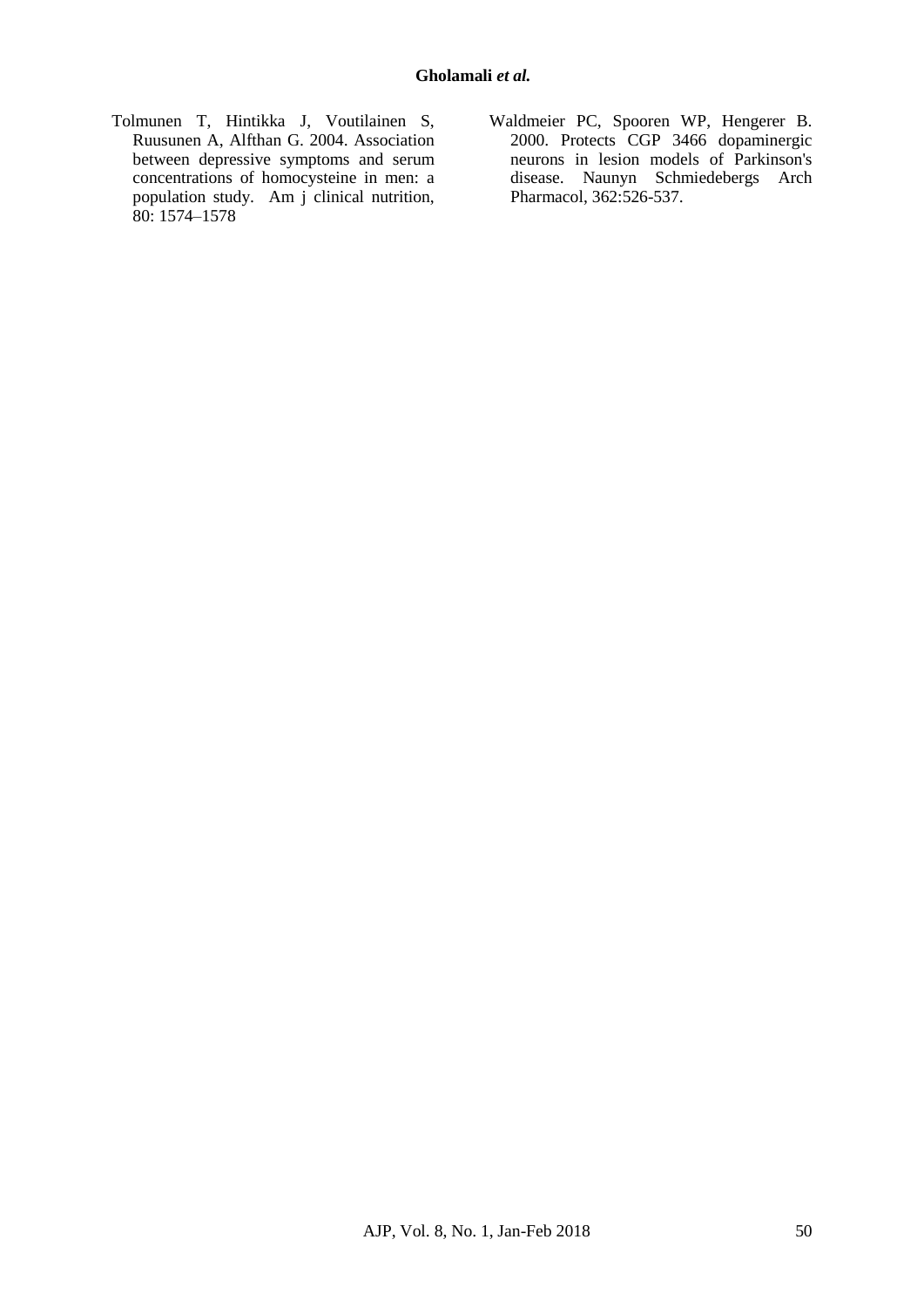Tolmunen T, Hintikka J, Voutilainen S, Ruusunen A, Alfthan G. 2004. Association between depressive symptoms and serum concentrations of homocysteine in men: a population study. Am j clinical nutrition, 80: 1574–1578

Waldmeier PC, Spooren WP, Hengerer B. 2000. Protects CGP 3466 dopaminergic neurons in lesion models of Parkinson's disease. Naunyn Schmiedebergs Arch Pharmacol, 362:526-537.